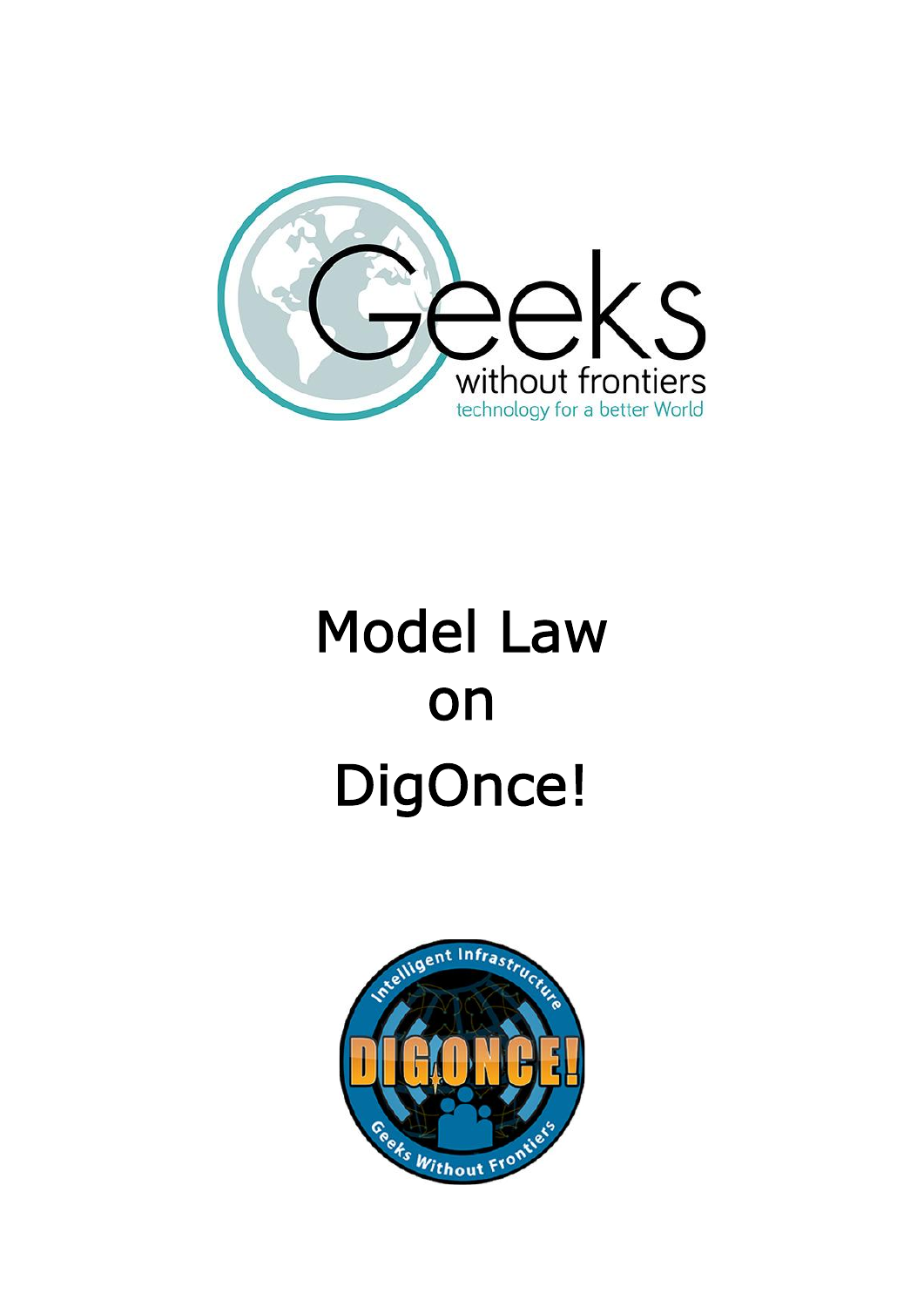# Model Law on DigOnce!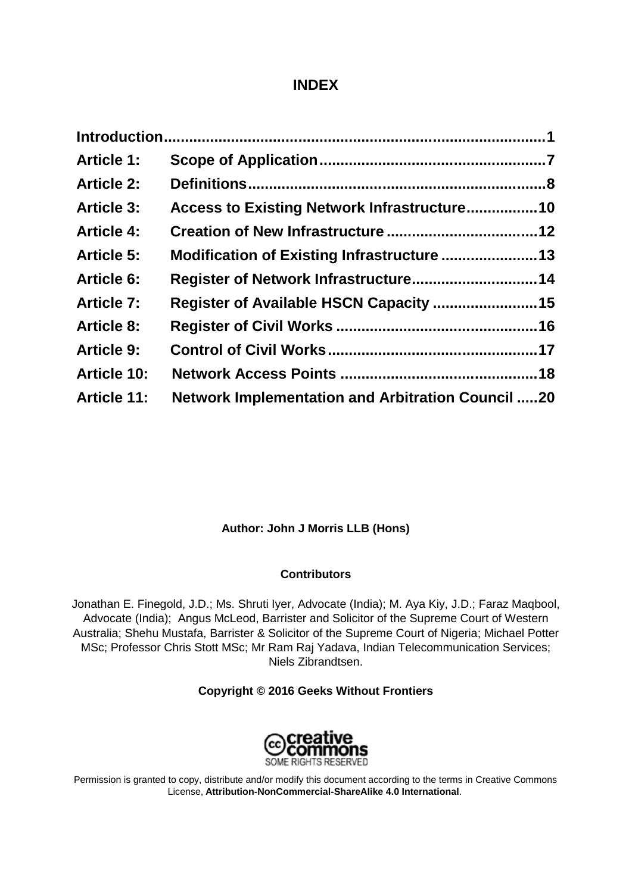## INDEX

| | | |
|---|---|---|
| **Introduction** | | **1** |
| **Article 1:** | **Scope of Application** | **7** |
| **Article 2:** | **Definitions** | **8** |
| **Article 3:** | **Access to Existing Network Infrastructure** | **10** |
| **Article 4:** | **Creation of New Infrastructure** | **12** |
| **Article 5:** | **Modification of Existing Infrastructure** | **13** |
| **Article 6:** | **Register of Network Infrastructure** | **14** |
| **Article 7:** | **Register of Available HSCN Capacity** | **15** |
| **Article 8:** | **Register of Civil Works** | **16** |
| **Article 9:** | **Control of Civil Works** | **17** |
| **Article 10:** | **Network Access Points** | **18** |
| **Article 11:** | **Network Implementation and Arbitration Council** | **20** |

**Author: John J Morris LLB (Hons)**

**Contributors**

Jonathan E. Finegold, J.D.; Ms. Shruti Iyer, Advocate (India); M. Aya Kiy, J.D.; Faraz Maqbool, Advocate (India); Angus McLeod, Barrister and Solicitor of the Supreme Court of Western Australia; Shehu Mustafa, Barrister & Solicitor of the Supreme Court of Nigeria; Michael Potter MSc; Professor Chris Stott MSc; Mr Ram Raj Yadava, Indian Telecommunication Services; Niels Zibrandtsen.

**Copyright © 2016 Geeks Without Frontiers**

creative commons SOME RIGHTS RESERVED

Permission is granted to copy, distribute and/or modify this document according to the terms in Creative Commons License, **Attribution-NonCommercial-ShareAlike 4.0 International**.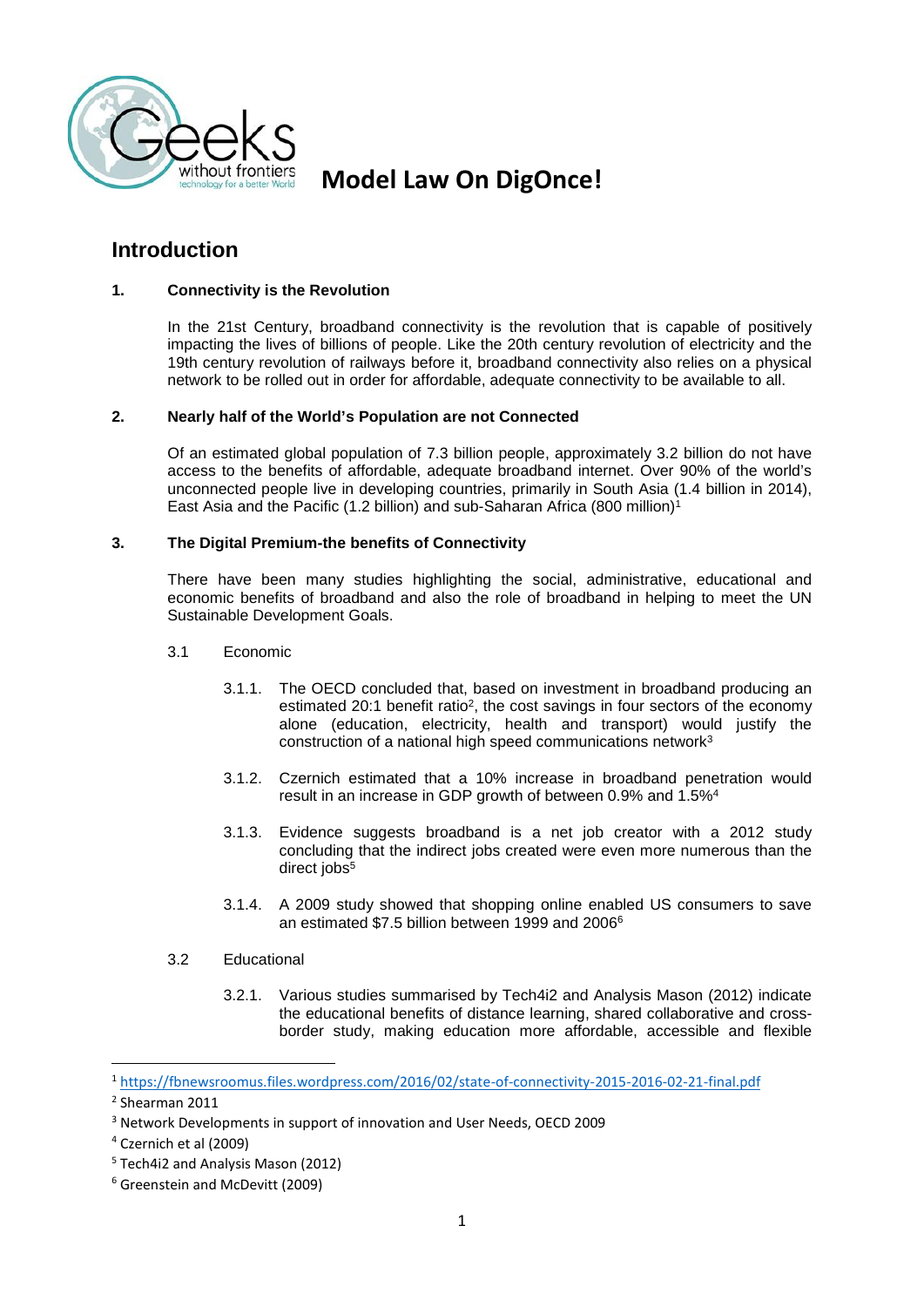# Model Law On DigOnce!

## Introduction

### 1. Connectivity is the Revolution

In the 21st Century, broadband connectivity is the revolution that is capable of positively impacting the lives of billions of people. Like the 20th century revolution of electricity and the 19th century revolution of railways before it, broadband connectivity also relies on a physical network to be rolled out in order for affordable, adequate connectivity to be available to all.

### 2. Nearly half of the World's Population are not Connected

Of an estimated global population of 7.3 billion people, approximately 3.2 billion do not have access to the benefits of affordable, adequate broadband internet. Over 90% of the world's unconnected people live in developing countries, primarily in South Asia (1.4 billion in 2014), East Asia and the Pacific (1.2 billion) and sub-Saharan Africa (800 million)[1]

### 3. The Digital Premium-the benefits of Connectivity

There have been many studies highlighting the social, administrative, educational and economic benefits of broadband and also the role of broadband in helping to meet the UN Sustainable Development Goals.

3.1 Economic

3.1.1. The OECD concluded that, based on investment in broadband producing an estimated 20:1 benefit ratio[2], the cost savings in four sectors of the economy alone (education, electricity, health and transport) would justify the construction of a national high speed communications network[3]

3.1.2. Czernich estimated that a 10% increase in broadband penetration would result in an increase in GDP growth of between 0.9% and 1.5%[4]

3.1.3. Evidence suggests broadband is a net job creator with a 2012 study concluding that the indirect jobs created were even more numerous than the direct jobs[5]

3.1.4. A 2009 study showed that shopping online enabled US consumers to save an estimated $7.5 billion between 1999 and 2006[6]

3.2 Educational

3.2.1. Various studies summarised by Tech4i2 and Analysis Mason (2012) indicate the educational benefits of distance learning, shared collaborative and cross-border study, making education more affordable, accessible and flexible

---

[1] https://fbnewsroomus.files.wordpress.com/2016/02/state-of-connectivity-2015-2016-02-21-final.pdf

[2] Shearman 2011

[3] Network Developments in support of innovation and User Needs, OECD 2009

[4] Czernich et al (2009)

[5] Tech4i2 and Analysis Mason (2012)

[6] Greenstein and McDevitt (2009)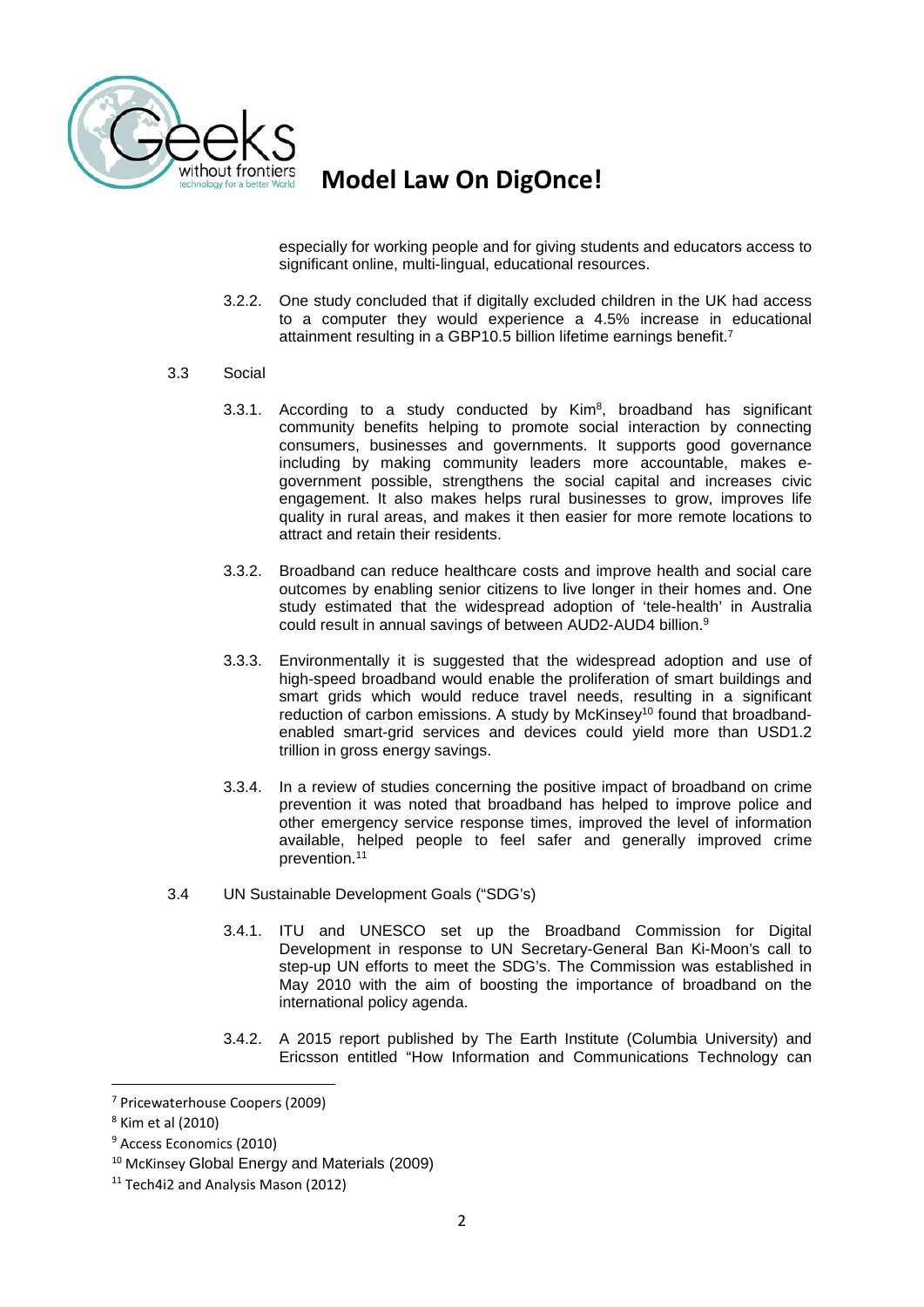especially for working people and for giving students and educators access to significant online, multi-lingual, educational resources.

3.2.2. One study concluded that if digitally excluded children in the UK had access to a computer they would experience a 4.5% increase in educational attainment resulting in a GBP10.5 billion lifetime earnings benefit.[7]

3.3 Social

3.3.1. According to a study conducted by Kim[8], broadband has significant community benefits helping to promote social interaction by connecting consumers, businesses and governments. It supports good governance including by making community leaders more accountable, makes e-government possible, strengthens the social capital and increases civic engagement. It also makes helps rural businesses to grow, improves life quality in rural areas, and makes it then easier for more remote locations to attract and retain their residents.

3.3.2. Broadband can reduce healthcare costs and improve health and social care outcomes by enabling senior citizens to live longer in their homes and. One study estimated that the widespread adoption of 'tele-health' in Australia could result in annual savings of between AUD2-AUD4 billion.[9]

3.3.3. Environmentally it is suggested that the widespread adoption and use of high-speed broadband would enable the proliferation of smart buildings and smart grids which would reduce travel needs, resulting in a significant reduction of carbon emissions. A study by McKinsey[10] found that broadband-enabled smart-grid services and devices could yield more than USD1.2 trillion in gross energy savings.

3.3.4. In a review of studies concerning the positive impact of broadband on crime prevention it was noted that broadband has helped to improve police and other emergency service response times, improved the level of information available, helped people to feel safer and generally improved crime prevention.[11]

3.4 UN Sustainable Development Goals ("SDG's)

3.4.1. ITU and UNESCO set up the Broadband Commission for Digital Development in response to UN Secretary-General Ban Ki-Moon's call to step-up UN efforts to meet the SDG's. The Commission was established in May 2010 with the aim of boosting the importance of broadband on the international policy agenda.

3.4.2. A 2015 report published by The Earth Institute (Columbia University) and Ericsson entitled "How Information and Communications Technology can

---

[7] Pricewaterhouse Coopers (2009)

[8] Kim et al (2010)

[9] Access Economics (2010)

[10] McKinsey Global Energy and Materials (2009)

[11] Tech4i2 and Analysis Mason (2012)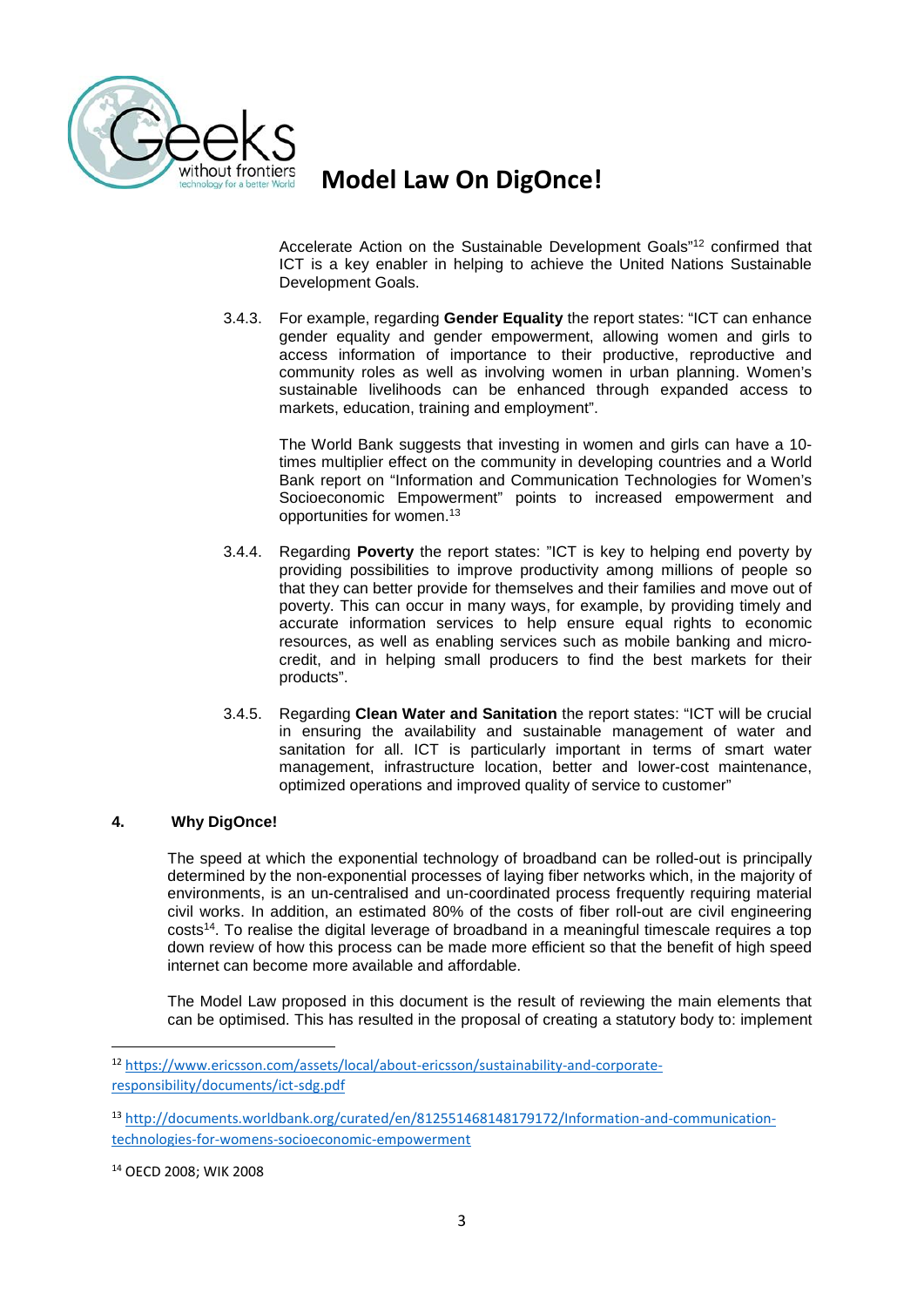Accelerate Action on the Sustainable Development Goals"[12] confirmed that ICT is a key enabler in helping to achieve the United Nations Sustainable Development Goals.

3.4.3. For example, regarding **Gender Equality** the report states: "ICT can enhance gender equality and gender empowerment, allowing women and girls to access information of importance to their productive, reproductive and community roles as well as involving women in urban planning. Women's sustainable livelihoods can be enhanced through expanded access to markets, education, training and employment".

The World Bank suggests that investing in women and girls can have a 10-times multiplier effect on the community in developing countries and a World Bank report on "Information and Communication Technologies for Women's Socioeconomic Empowerment" points to increased empowerment and opportunities for women.[13]

3.4.4. Regarding **Poverty** the report states: "ICT is key to helping end poverty by providing possibilities to improve productivity among millions of people so that they can better provide for themselves and their families and move out of poverty. This can occur in many ways, for example, by providing timely and accurate information services to help ensure equal rights to economic resources, as well as enabling services such as mobile banking and micro-credit, and in helping small producers to find the best markets for their products".

3.4.5. Regarding **Clean Water and Sanitation** the report states: "ICT will be crucial in ensuring the availability and sustainable management of water and sanitation for all. ICT is particularly important in terms of smart water management, infrastructure location, better and lower-cost maintenance, optimized operations and improved quality of service to customer"

## 4. Why DigOnce!

The speed at which the exponential technology of broadband can be rolled-out is principally determined by the non-exponential processes of laying fiber networks which, in the majority of environments, is an un-centralised and un-coordinated process frequently requiring material civil works. In addition, an estimated 80% of the costs of fiber roll-out are civil engineering costs[14]. To realise the digital leverage of broadband in a meaningful timescale requires a top down review of how this process can be made more efficient so that the benefit of high speed internet can become more available and affordable.

The Model Law proposed in this document is the result of reviewing the main elements that can be optimised. This has resulted in the proposal of creating a statutory body to: implement

---

[12] https://www.ericsson.com/assets/local/about-ericsson/sustainability-and-corporate-responsibility/documents/ict-sdg.pdf

[13] http://documents.worldbank.org/curated/en/812551468148179172/Information-and-communication-technologies-for-womens-socioeconomic-empowerment

[14] OECD 2008; WIK 2008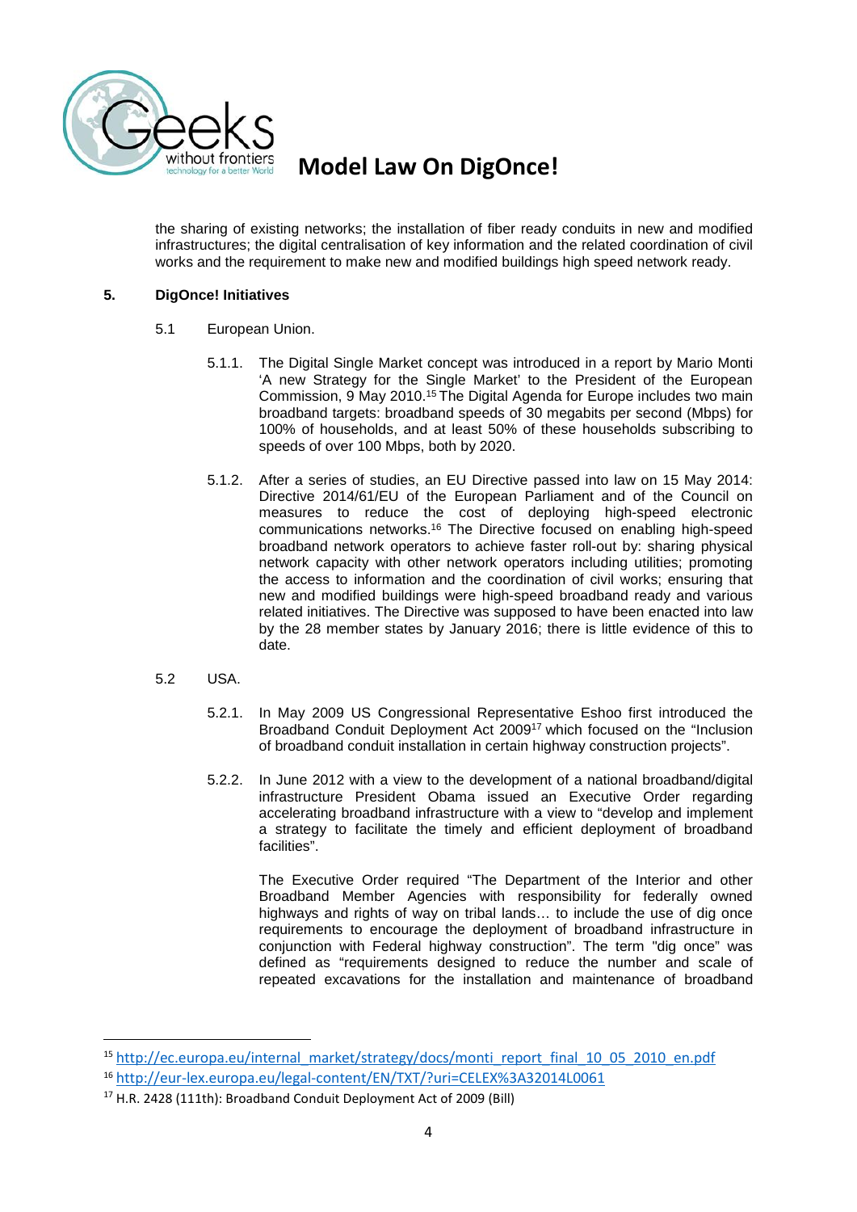the sharing of existing networks; the installation of fiber ready conduits in new and modified infrastructures; the digital centralisation of key information and the related coordination of civil works and the requirement to make new and modified buildings high speed network ready.

## 5. DigOnce! Initiatives

5.1 European Union.

5.1.1. The Digital Single Market concept was introduced in a report by Mario Monti 'A new Strategy for the Single Market' to the President of the European Commission, 9 May 2010.[15] The Digital Agenda for Europe includes two main broadband targets: broadband speeds of 30 megabits per second (Mbps) for 100% of households, and at least 50% of these households subscribing to speeds of over 100 Mbps, both by 2020.

5.1.2. After a series of studies, an EU Directive passed into law on 15 May 2014: Directive 2014/61/EU of the European Parliament and of the Council on measures to reduce the cost of deploying high-speed electronic communications networks.[16] The Directive focused on enabling high-speed broadband network operators to achieve faster roll-out by: sharing physical network capacity with other network operators including utilities; promoting the access to information and the coordination of civil works; ensuring that new and modified buildings were high-speed broadband ready and various related initiatives. The Directive was supposed to have been enacted into law by the 28 member states by January 2016; there is little evidence of this to date.

5.2 USA.

5.2.1. In May 2009 US Congressional Representative Eshoo first introduced the Broadband Conduit Deployment Act 2009[17] which focused on the "Inclusion of broadband conduit installation in certain highway construction projects".

5.2.2. In June 2012 with a view to the development of a national broadband/digital infrastructure President Obama issued an Executive Order regarding accelerating broadband infrastructure with a view to "develop and implement a strategy to facilitate the timely and efficient deployment of broadband facilities".

The Executive Order required "The Department of the Interior and other Broadband Member Agencies with responsibility for federally owned highways and rights of way on tribal lands… to include the use of dig once requirements to encourage the deployment of broadband infrastructure in conjunction with Federal highway construction". The term "dig once" was defined as "requirements designed to reduce the number and scale of repeated excavations for the installation and maintenance of broadband

---

[15] http://ec.europa.eu/internal_market/strategy/docs/monti_report_final_10_05_2010_en.pdf

[16] http://eur-lex.europa.eu/legal-content/EN/TXT/?uri=CELEX%3A32014L0061

[17] H.R. 2428 (111th): Broadband Conduit Deployment Act of 2009 (Bill)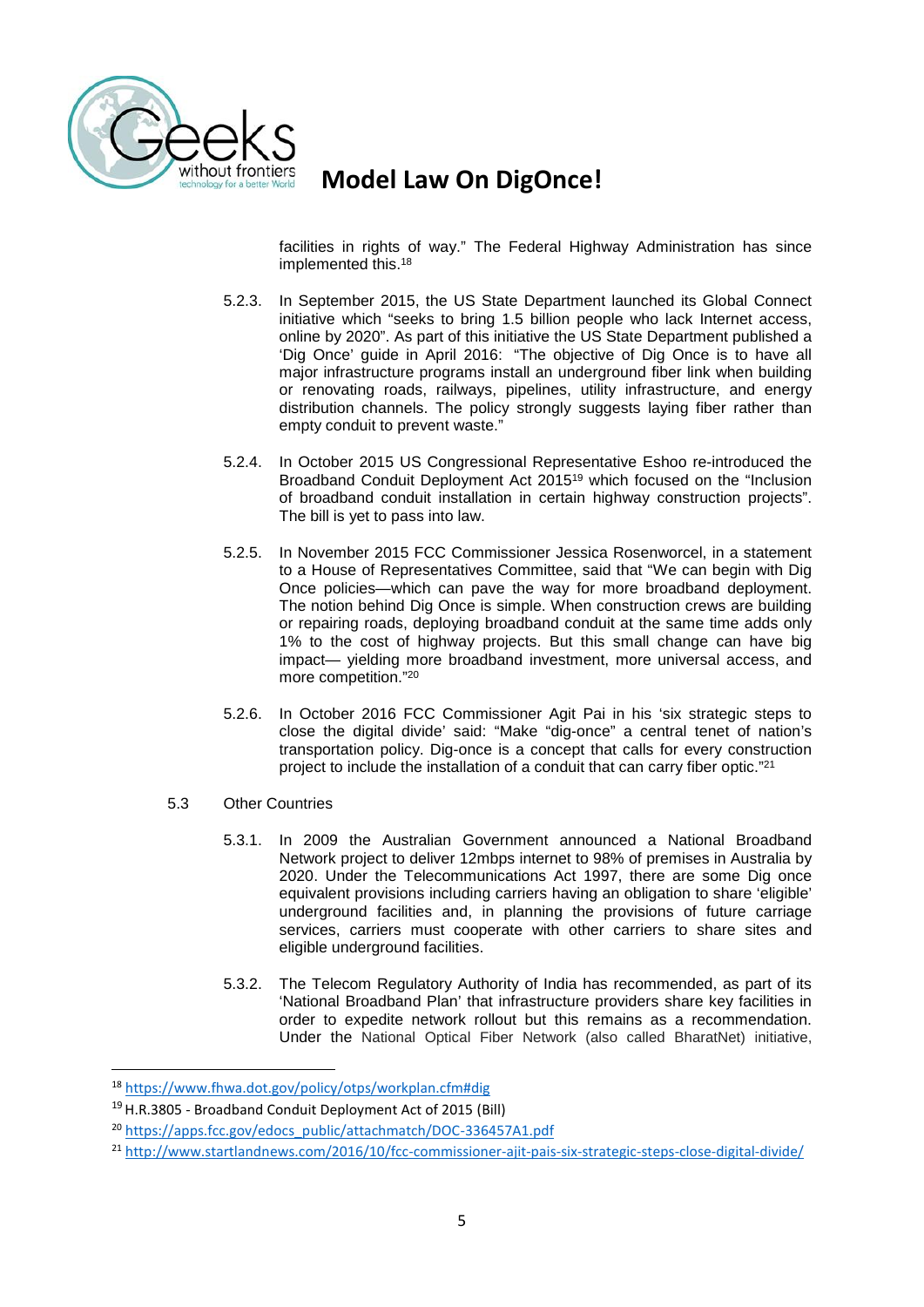facilities in rights of way." The Federal Highway Administration has since implemented this.[18]

5.2.3. In September 2015, the US State Department launched its Global Connect initiative which "seeks to bring 1.5 billion people who lack Internet access, online by 2020". As part of this initiative the US State Department published a 'Dig Once' guide in April 2016: "The objective of Dig Once is to have all major infrastructure programs install an underground fiber link when building or renovating roads, railways, pipelines, utility infrastructure, and energy distribution channels. The policy strongly suggests laying fiber rather than empty conduit to prevent waste."

5.2.4. In October 2015 US Congressional Representative Eshoo re-introduced the Broadband Conduit Deployment Act 2015[19] which focused on the "Inclusion of broadband conduit installation in certain highway construction projects". The bill is yet to pass into law.

5.2.5. In November 2015 FCC Commissioner Jessica Rosenworcel, in a statement to a House of Representatives Committee, said that "We can begin with Dig Once policies—which can pave the way for more broadband deployment. The notion behind Dig Once is simple. When construction crews are building or repairing roads, deploying broadband conduit at the same time adds only 1% to the cost of highway projects. But this small change can have big impact— yielding more broadband investment, more universal access, and more competition."[20]

5.2.6. In October 2016 FCC Commissioner Agit Pai in his 'six strategic steps to close the digital divide' said: "Make "dig-once" a central tenet of nation's transportation policy. Dig-once is a concept that calls for every construction project to include the installation of a conduit that can carry fiber optic."[21]

5.3 Other Countries

5.3.1. In 2009 the Australian Government announced a National Broadband Network project to deliver 12mbps internet to 98% of premises in Australia by 2020. Under the Telecommunications Act 1997, there are some Dig once equivalent provisions including carriers having an obligation to share 'eligible' underground facilities and, in planning the provisions of future carriage services, carriers must cooperate with other carriers to share sites and eligible underground facilities.

5.3.2. The Telecom Regulatory Authority of India has recommended, as part of its 'National Broadband Plan' that infrastructure providers share key facilities in order to expedite network rollout but this remains as a recommendation. Under the National Optical Fiber Network (also called BharatNet) initiative,

---

[18] https://www.fhwa.dot.gov/policy/otps/workplan.cfm#dig

[19] H.R.3805 - Broadband Conduit Deployment Act of 2015 (Bill)

[20] https://apps.fcc.gov/edocs_public/attachmatch/DOC-336457A1.pdf

[21] http://www.startlandnews.com/2016/10/fcc-commissioner-ajit-pais-six-strategic-steps-close-digital-divide/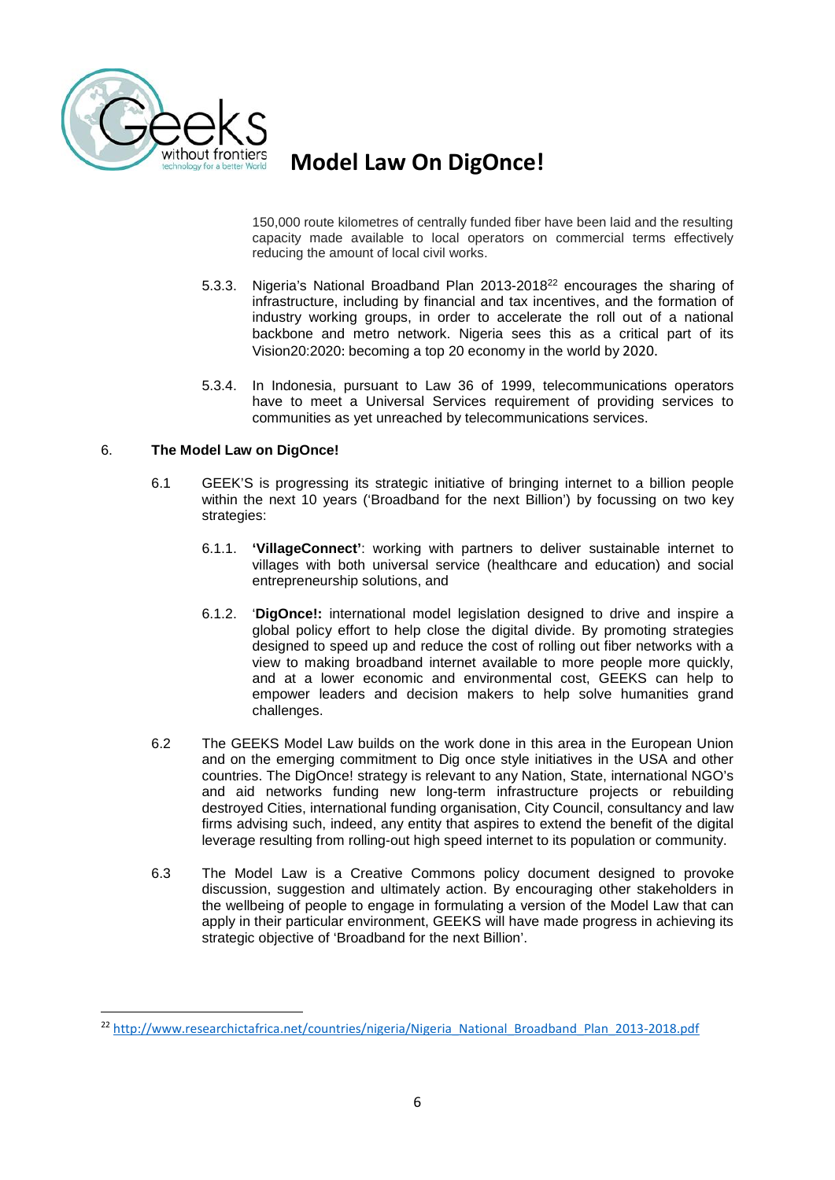150,000 route kilometres of centrally funded fiber have been laid and the resulting capacity made available to local operators on commercial terms effectively reducing the amount of local civil works.

5.3.3. Nigeria's National Broadband Plan 2013-2018[22] encourages the sharing of infrastructure, including by financial and tax incentives, and the formation of industry working groups, in order to accelerate the roll out of a national backbone and metro network. Nigeria sees this as a critical part of its Vision20:2020: becoming a top 20 economy in the world by 2020.

5.3.4. In Indonesia, pursuant to Law 36 of 1999, telecommunications operators have to meet a Universal Services requirement of providing services to communities as yet unreached by telecommunications services.

## 6. The Model Law on DigOnce!

6.1 GEEK'S is progressing its strategic initiative of bringing internet to a billion people within the next 10 years ('Broadband for the next Billion') by focussing on two key strategies:

6.1.1. **'VillageConnect'**: working with partners to deliver sustainable internet to villages with both universal service (healthcare and education) and social entrepreneurship solutions, and

6.1.2. '**DigOnce!:** international model legislation designed to drive and inspire a global policy effort to help close the digital divide. By promoting strategies designed to speed up and reduce the cost of rolling out fiber networks with a view to making broadband internet available to more people more quickly, and at a lower economic and environmental cost, GEEKS can help to empower leaders and decision makers to help solve humanities grand challenges.

6.2 The GEEKS Model Law builds on the work done in this area in the European Union and on the emerging commitment to Dig once style initiatives in the USA and other countries. The DigOnce! strategy is relevant to any Nation, State, international NGO's and aid networks funding new long-term infrastructure projects or rebuilding destroyed Cities, international funding organisation, City Council, consultancy and law firms advising such, indeed, any entity that aspires to extend the benefit of the digital leverage resulting from rolling-out high speed internet to its population or community.

6.3 The Model Law is a Creative Commons policy document designed to provoke discussion, suggestion and ultimately action. By encouraging other stakeholders in the wellbeing of people to engage in formulating a version of the Model Law that can apply in their particular environment, GEEKS will have made progress in achieving its strategic objective of 'Broadband for the next Billion'.

---

[22] http://www.researchictafrica.net/countries/nigeria/Nigeria_National_Broadband_Plan_2013-2018.pdf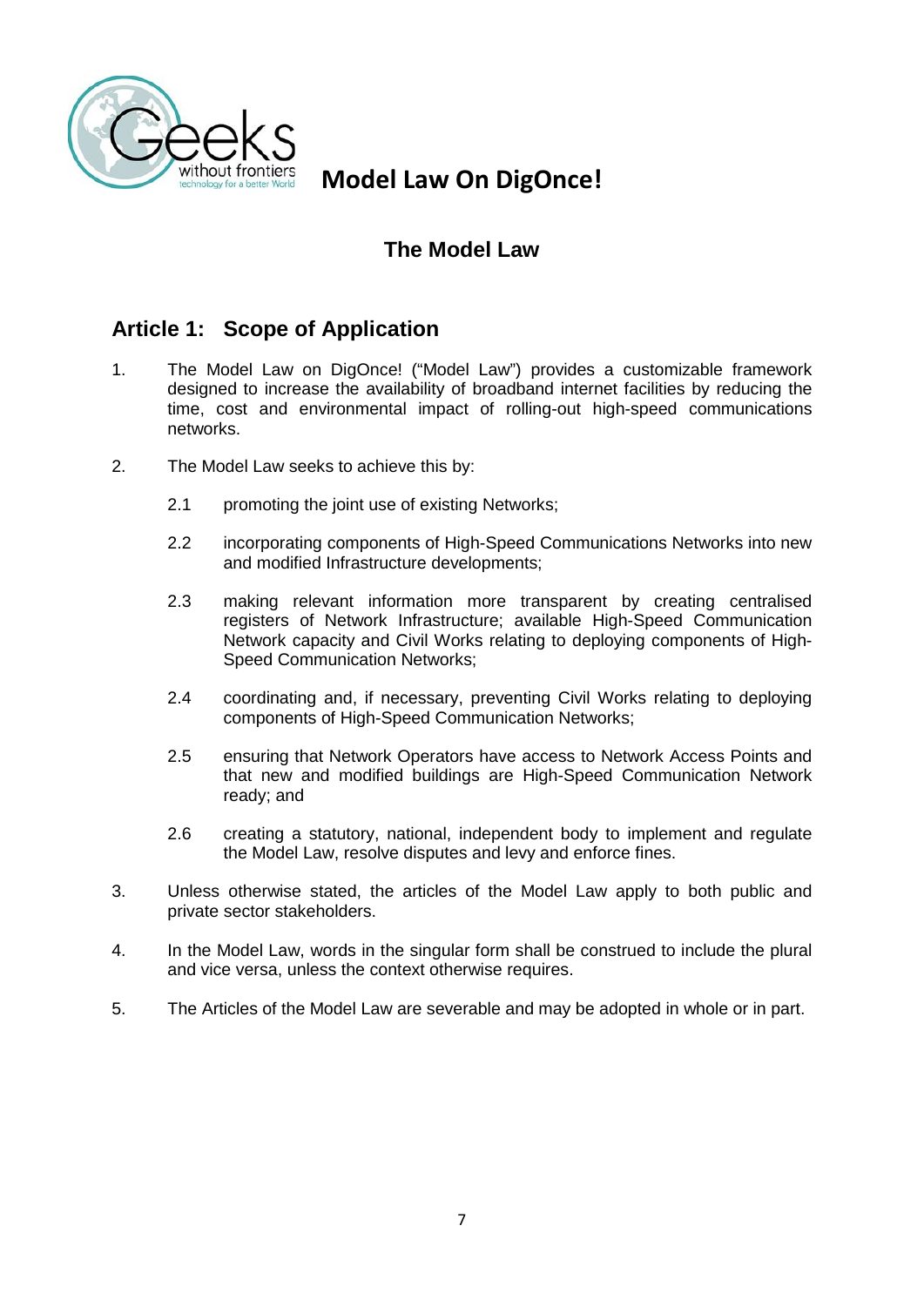# Model Law On DigOnce!

## The Model Law

### Article 1: Scope of Application

1. The Model Law on DigOnce! ("Model Law") provides a customizable framework designed to increase the availability of broadband internet facilities by reducing the time, cost and environmental impact of rolling-out high-speed communications networks.

2. The Model Law seeks to achieve this by:

   2.1 promoting the joint use of existing Networks;

   2.2 incorporating components of High-Speed Communications Networks into new and modified Infrastructure developments;

   2.3 making relevant information more transparent by creating centralised registers of Network Infrastructure; available High-Speed Communication Network capacity and Civil Works relating to deploying components of High-Speed Communication Networks;

   2.4 coordinating and, if necessary, preventing Civil Works relating to deploying components of High-Speed Communication Networks;

   2.5 ensuring that Network Operators have access to Network Access Points and that new and modified buildings are High-Speed Communication Network ready; and

   2.6 creating a statutory, national, independent body to implement and regulate the Model Law, resolve disputes and levy and enforce fines.

3. Unless otherwise stated, the articles of the Model Law apply to both public and private sector stakeholders.

4. In the Model Law, words in the singular form shall be construed to include the plural and vice versa, unless the context otherwise requires.

5. The Articles of the Model Law are severable and may be adopted in whole or in part.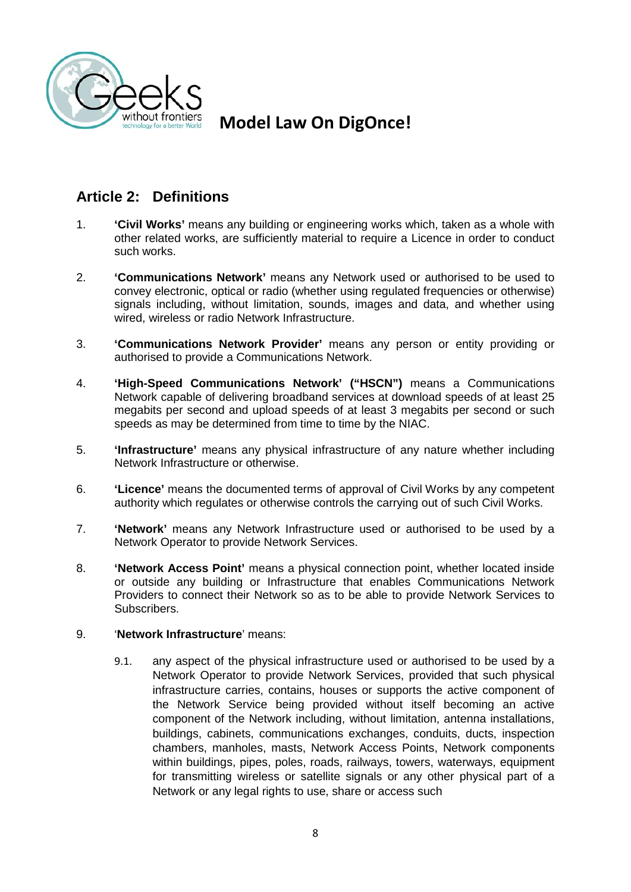## Article 2: Definitions

1. **'Civil Works'** means any building or engineering works which, taken as a whole with other related works, are sufficiently material to require a Licence in order to conduct such works.

2. **'Communications Network'** means any Network used or authorised to be used to convey electronic, optical or radio (whether using regulated frequencies or otherwise) signals including, without limitation, sounds, images and data, and whether using wired, wireless or radio Network Infrastructure.

3. **'Communications Network Provider'** means any person or entity providing or authorised to provide a Communications Network.

4. **'High-Speed Communications Network' ("HSCN")** means a Communications Network capable of delivering broadband services at download speeds of at least 25 megabits per second and upload speeds of at least 3 megabits per second or such speeds as may be determined from time to time by the NIAC.

5. **'Infrastructure'** means any physical infrastructure of any nature whether including Network Infrastructure or otherwise.

6. **'Licence'** means the documented terms of approval of Civil Works by any competent authority which regulates or otherwise controls the carrying out of such Civil Works.

7. **'Network'** means any Network Infrastructure used or authorised to be used by a Network Operator to provide Network Services.

8. **'Network Access Point'** means a physical connection point, whether located inside or outside any building or Infrastructure that enables Communications Network Providers to connect their Network so as to be able to provide Network Services to Subscribers.

9. '**Network Infrastructure**' means:

    9.1. any aspect of the physical infrastructure used or authorised to be used by a Network Operator to provide Network Services, provided that such physical infrastructure carries, contains, houses or supports the active component of the Network Service being provided without itself becoming an active component of the Network including, without limitation, antenna installations, buildings, cabinets, communications exchanges, conduits, ducts, inspection chambers, manholes, masts, Network Access Points, Network components within buildings, pipes, poles, roads, railways, towers, waterways, equipment for transmitting wireless or satellite signals or any other physical part of a Network or any legal rights to use, share or access such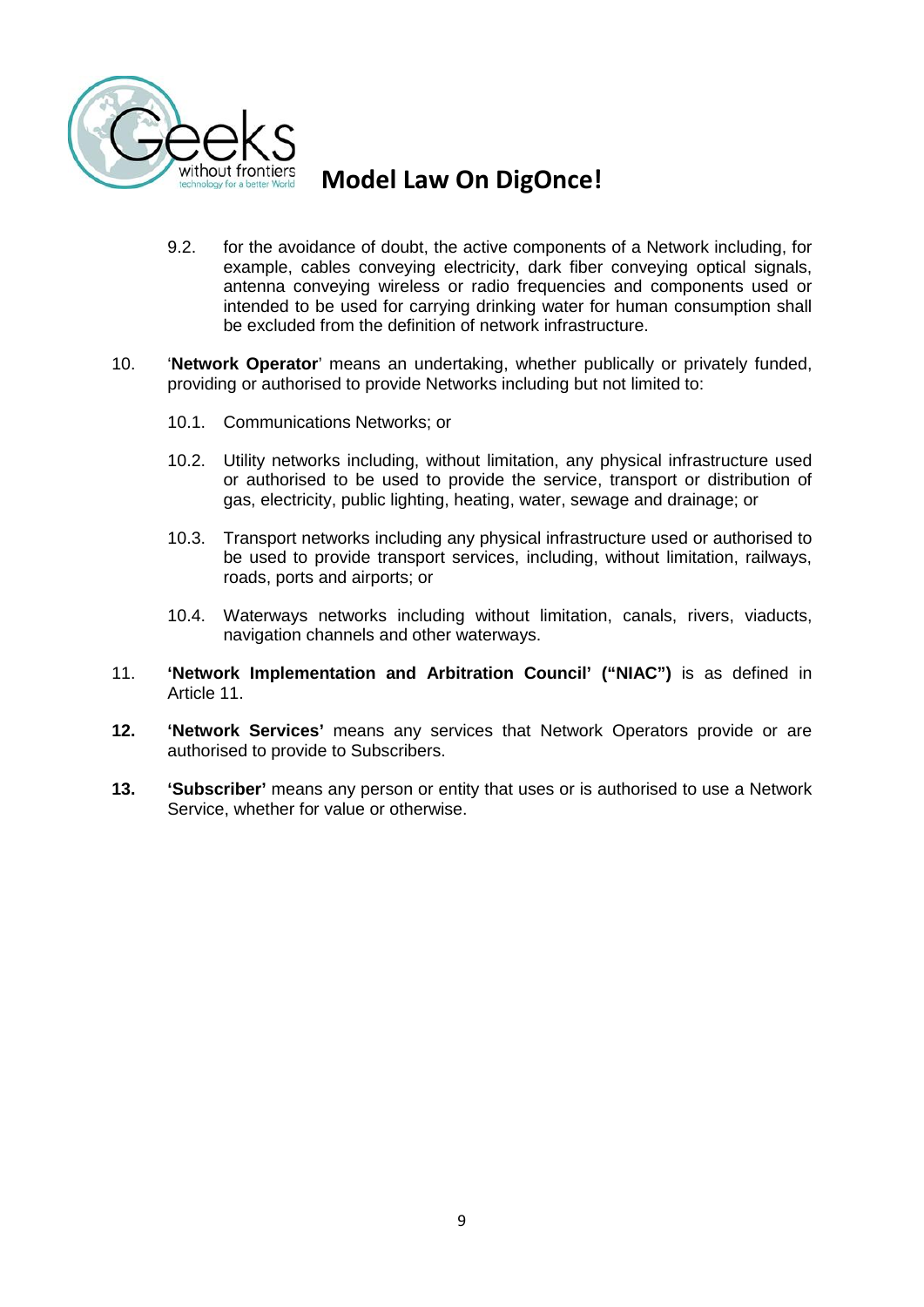9.2. for the avoidance of doubt, the active components of a Network including, for example, cables conveying electricity, dark fiber conveying optical signals, antenna conveying wireless or radio frequencies and components used or intended to be used for carrying drinking water for human consumption shall be excluded from the definition of network infrastructure.

10. '**Network Operator**' means an undertaking, whether publically or privately funded, providing or authorised to provide Networks including but not limited to:

    10.1. Communications Networks; or

    10.2. Utility networks including, without limitation, any physical infrastructure used or authorised to be used to provide the service, transport or distribution of gas, electricity, public lighting, heating, water, sewage and drainage; or

    10.3. Transport networks including any physical infrastructure used or authorised to be used to provide transport services, including, without limitation, railways, roads, ports and airports; or

    10.4. Waterways networks including without limitation, canals, rivers, viaducts, navigation channels and other waterways.

11. **'Network Implementation and Arbitration Council' ("NIAC")** is as defined in Article 11.

**12.** **'Network Services'** means any services that Network Operators provide or are authorised to provide to Subscribers.

**13.** **'Subscriber'** means any person or entity that uses or is authorised to use a Network Service, whether for value or otherwise.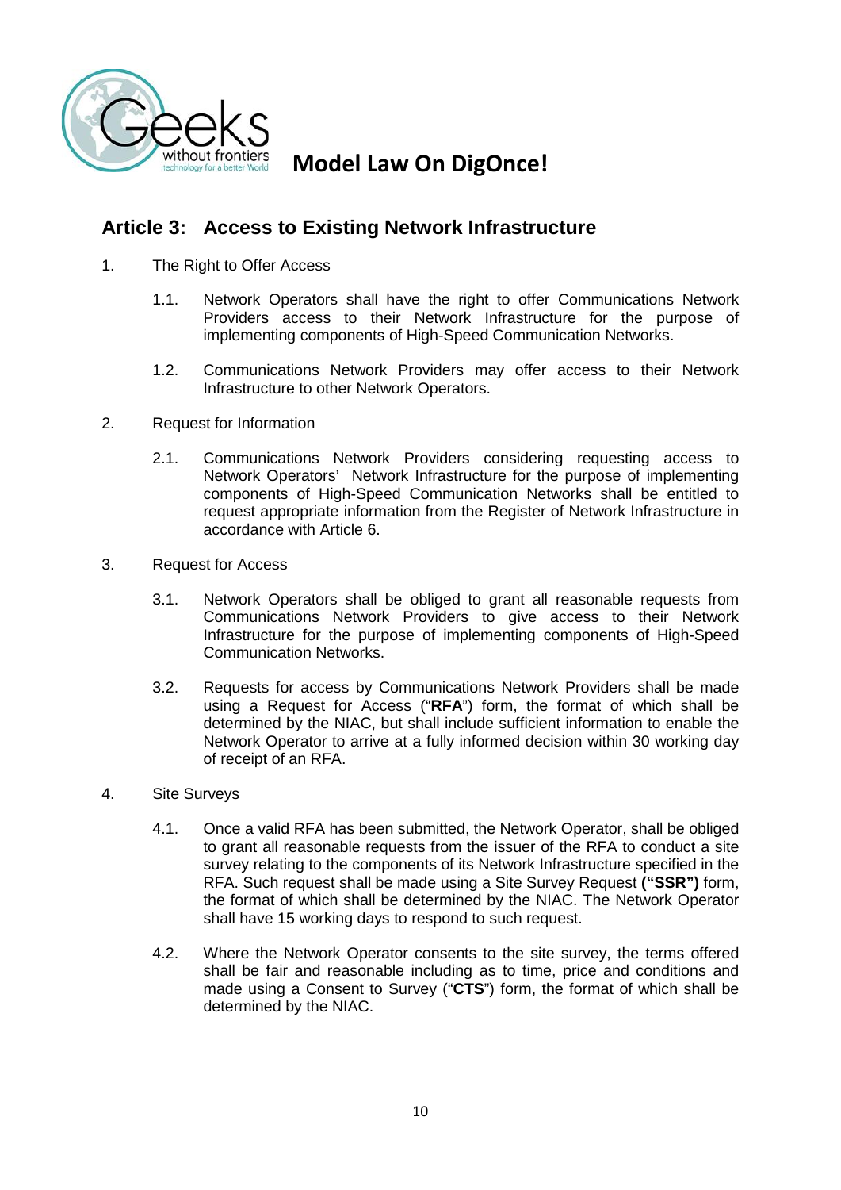## Article 3: Access to Existing Network Infrastructure

1. The Right to Offer Access

    1.1. Network Operators shall have the right to offer Communications Network Providers access to their Network Infrastructure for the purpose of implementing components of High-Speed Communication Networks.

    1.2. Communications Network Providers may offer access to their Network Infrastructure to other Network Operators.

2. Request for Information

    2.1. Communications Network Providers considering requesting access to Network Operators' Network Infrastructure for the purpose of implementing components of High-Speed Communication Networks shall be entitled to request appropriate information from the Register of Network Infrastructure in accordance with Article 6.

3. Request for Access

    3.1. Network Operators shall be obliged to grant all reasonable requests from Communications Network Providers to give access to their Network Infrastructure for the purpose of implementing components of High-Speed Communication Networks.

    3.2. Requests for access by Communications Network Providers shall be made using a Request for Access ("**RFA**") form, the format of which shall be determined by the NIAC, but shall include sufficient information to enable the Network Operator to arrive at a fully informed decision within 30 working day of receipt of an RFA.

4. Site Surveys

    4.1. Once a valid RFA has been submitted, the Network Operator, shall be obliged to grant all reasonable requests from the issuer of the RFA to conduct a site survey relating to the components of its Network Infrastructure specified in the RFA. Such request shall be made using a Site Survey Request **("SSR")** form, the format of which shall be determined by the NIAC. The Network Operator shall have 15 working days to respond to such request.

    4.2. Where the Network Operator consents to the site survey, the terms offered shall be fair and reasonable including as to time, price and conditions and made using a Consent to Survey ("**CTS**") form, the format of which shall be determined by the NIAC.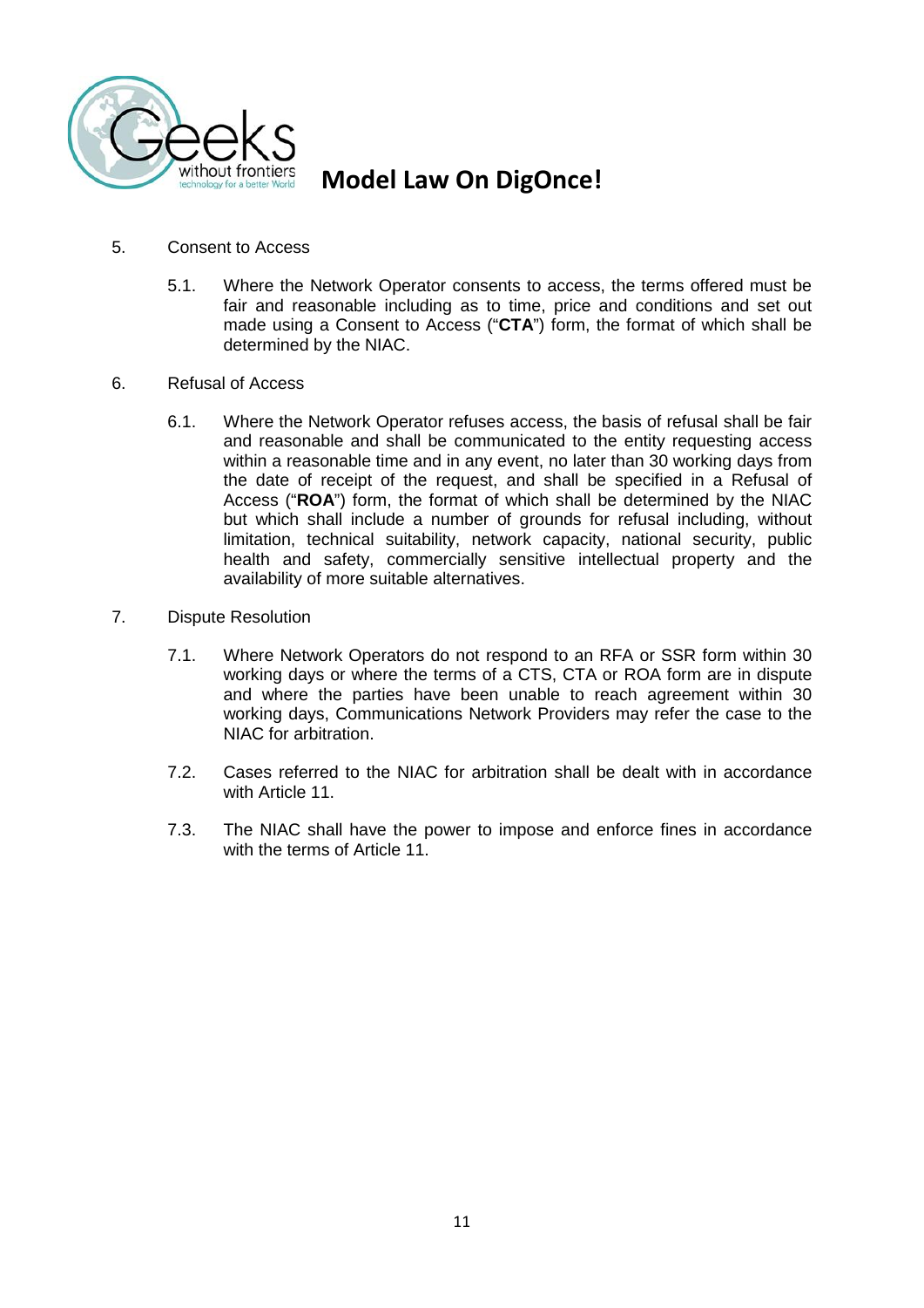5. Consent to Access

   5.1. Where the Network Operator consents to access, the terms offered must be fair and reasonable including as to time, price and conditions and set out made using a Consent to Access ("**CTA**") form, the format of which shall be determined by the NIAC.

6. Refusal of Access

   6.1. Where the Network Operator refuses access, the basis of refusal shall be fair and reasonable and shall be communicated to the entity requesting access within a reasonable time and in any event, no later than 30 working days from the date of receipt of the request, and shall be specified in a Refusal of Access ("**ROA**") form, the format of which shall be determined by the NIAC but which shall include a number of grounds for refusal including, without limitation, technical suitability, network capacity, national security, public health and safety, commercially sensitive intellectual property and the availability of more suitable alternatives.

7. Dispute Resolution

   7.1. Where Network Operators do not respond to an RFA or SSR form within 30 working days or where the terms of a CTS, CTA or ROA form are in dispute and where the parties have been unable to reach agreement within 30 working days, Communications Network Providers may refer the case to the NIAC for arbitration.

   7.2. Cases referred to the NIAC for arbitration shall be dealt with in accordance with Article 11.

   7.3. The NIAC shall have the power to impose and enforce fines in accordance with the terms of Article 11.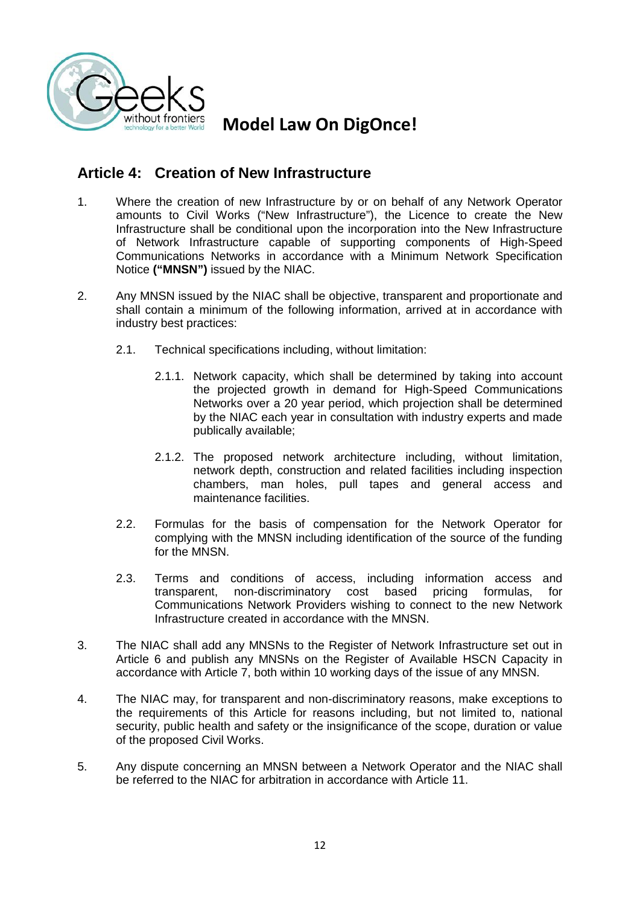## Article 4: Creation of New Infrastructure

1. Where the creation of new Infrastructure by or on behalf of any Network Operator amounts to Civil Works ("New Infrastructure"), the Licence to create the New Infrastructure shall be conditional upon the incorporation into the New Infrastructure of Network Infrastructure capable of supporting components of High-Speed Communications Networks in accordance with a Minimum Network Specification Notice **("MNSN")** issued by the NIAC.

2. Any MNSN issued by the NIAC shall be objective, transparent and proportionate and shall contain a minimum of the following information, arrived at in accordance with industry best practices:

   2.1. Technical specifications including, without limitation:

      2.1.1. Network capacity, which shall be determined by taking into account the projected growth in demand for High-Speed Communications Networks over a 20 year period, which projection shall be determined by the NIAC each year in consultation with industry experts and made publically available;

      2.1.2. The proposed network architecture including, without limitation, network depth, construction and related facilities including inspection chambers, man holes, pull tapes and general access and maintenance facilities.

   2.2. Formulas for the basis of compensation for the Network Operator for complying with the MNSN including identification of the source of the funding for the MNSN.

   2.3. Terms and conditions of access, including information access and transparent, non-discriminatory cost based pricing formulas, for Communications Network Providers wishing to connect to the new Network Infrastructure created in accordance with the MNSN.

3. The NIAC shall add any MNSNs to the Register of Network Infrastructure set out in Article 6 and publish any MNSNs on the Register of Available HSCN Capacity in accordance with Article 7, both within 10 working days of the issue of any MNSN.

4. The NIAC may, for transparent and non-discriminatory reasons, make exceptions to the requirements of this Article for reasons including, but not limited to, national security, public health and safety or the insignificance of the scope, duration or value of the proposed Civil Works.

5. Any dispute concerning an MNSN between a Network Operator and the NIAC shall be referred to the NIAC for arbitration in accordance with Article 11.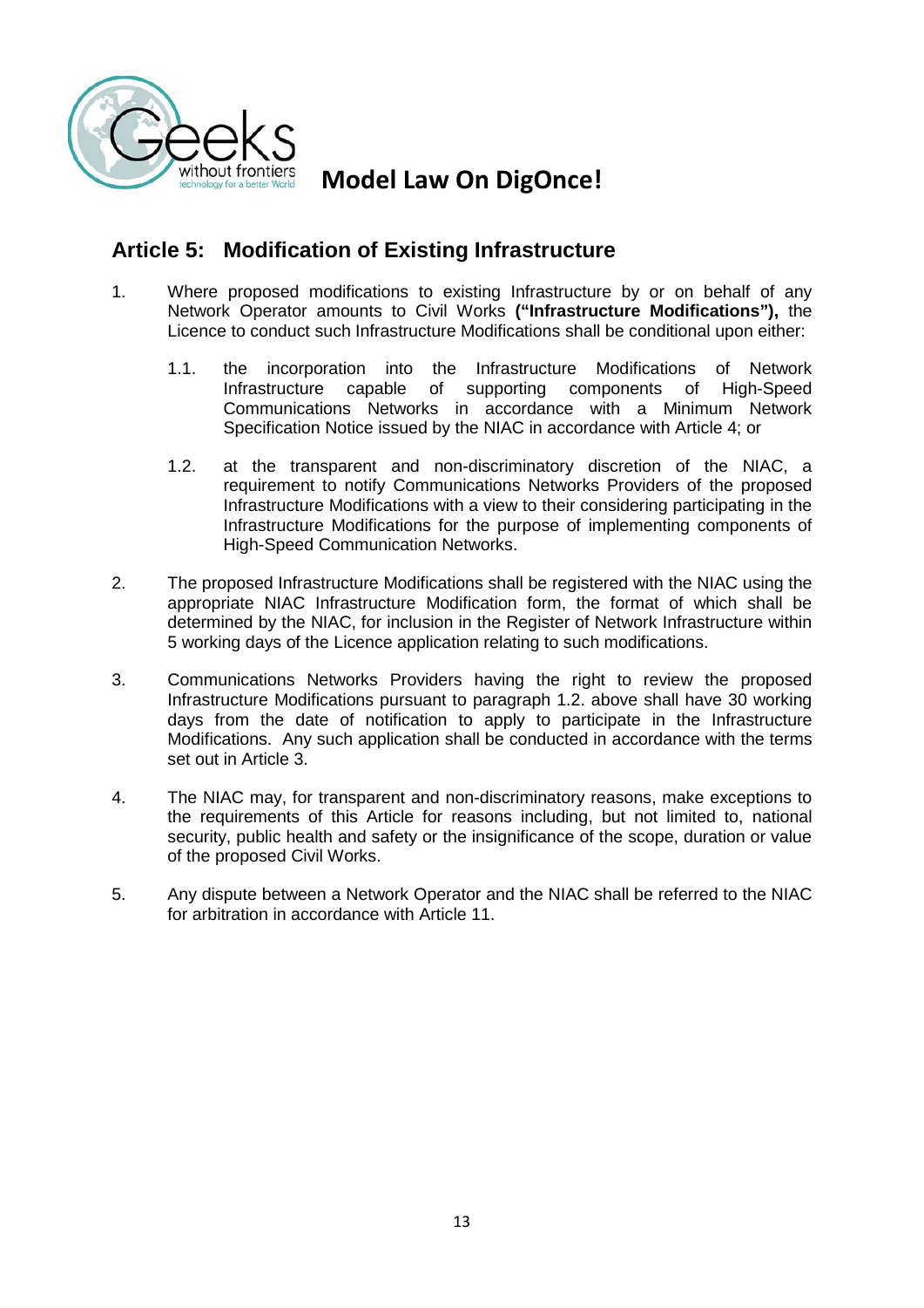## Article 5: Modification of Existing Infrastructure

1. Where proposed modifications to existing Infrastructure by or on behalf of any Network Operator amounts to Civil Works **("Infrastructure Modifications"),** the Licence to conduct such Infrastructure Modifications shall be conditional upon either:

    1.1. the incorporation into the Infrastructure Modifications of Network Infrastructure capable of supporting components of High-Speed Communications Networks in accordance with a Minimum Network Specification Notice issued by the NIAC in accordance with Article 4; or

    1.2. at the transparent and non-discriminatory discretion of the NIAC, a requirement to notify Communications Networks Providers of the proposed Infrastructure Modifications with a view to their considering participating in the Infrastructure Modifications for the purpose of implementing components of High-Speed Communication Networks.

2. The proposed Infrastructure Modifications shall be registered with the NIAC using the appropriate NIAC Infrastructure Modification form, the format of which shall be determined by the NIAC, for inclusion in the Register of Network Infrastructure within 5 working days of the Licence application relating to such modifications.

3. Communications Networks Providers having the right to review the proposed Infrastructure Modifications pursuant to paragraph 1.2. above shall have 30 working days from the date of notification to apply to participate in the Infrastructure Modifications. Any such application shall be conducted in accordance with the terms set out in Article 3.

4. The NIAC may, for transparent and non-discriminatory reasons, make exceptions to the requirements of this Article for reasons including, but not limited to, national security, public health and safety or the insignificance of the scope, duration or value of the proposed Civil Works.

5. Any dispute between a Network Operator and the NIAC shall be referred to the NIAC for arbitration in accordance with Article 11.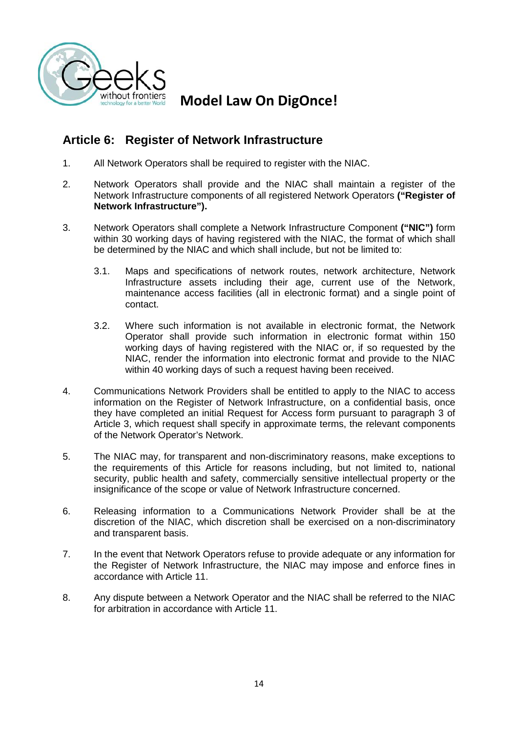## Article 6: Register of Network Infrastructure

1. All Network Operators shall be required to register with the NIAC.

2. Network Operators shall provide and the NIAC shall maintain a register of the Network Infrastructure components of all registered Network Operators **("Register of Network Infrastructure").**

3. Network Operators shall complete a Network Infrastructure Component **("NIC")** form within 30 working days of having registered with the NIAC, the format of which shall be determined by the NIAC and which shall include, but not be limited to:

   3.1. Maps and specifications of network routes, network architecture, Network Infrastructure assets including their age, current use of the Network, maintenance access facilities (all in electronic format) and a single point of contact.

   3.2. Where such information is not available in electronic format, the Network Operator shall provide such information in electronic format within 150 working days of having registered with the NIAC or, if so requested by the NIAC, render the information into electronic format and provide to the NIAC within 40 working days of such a request having been received.

4. Communications Network Providers shall be entitled to apply to the NIAC to access information on the Register of Network Infrastructure, on a confidential basis, once they have completed an initial Request for Access form pursuant to paragraph 3 of Article 3, which request shall specify in approximate terms, the relevant components of the Network Operator's Network.

5. The NIAC may, for transparent and non-discriminatory reasons, make exceptions to the requirements of this Article for reasons including, but not limited to, national security, public health and safety, commercially sensitive intellectual property or the insignificance of the scope or value of Network Infrastructure concerned.

6. Releasing information to a Communications Network Provider shall be at the discretion of the NIAC, which discretion shall be exercised on a non-discriminatory and transparent basis.

7. In the event that Network Operators refuse to provide adequate or any information for the Register of Network Infrastructure, the NIAC may impose and enforce fines in accordance with Article 11.

8. Any dispute between a Network Operator and the NIAC shall be referred to the NIAC for arbitration in accordance with Article 11.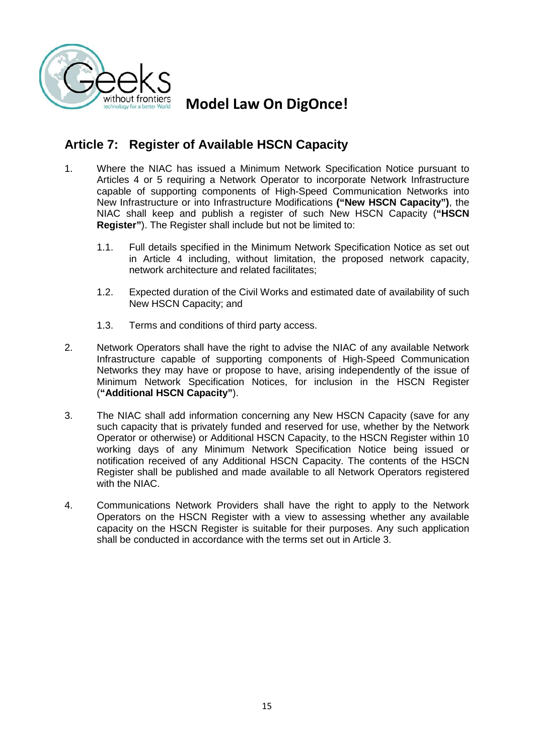## Article 7: Register of Available HSCN Capacity

1. Where the NIAC has issued a Minimum Network Specification Notice pursuant to Articles 4 or 5 requiring a Network Operator to incorporate Network Infrastructure capable of supporting components of High-Speed Communication Networks into New Infrastructure or into Infrastructure Modifications **("New HSCN Capacity")**, the NIAC shall keep and publish a register of such New HSCN Capacity (**"HSCN Register"**). The Register shall include but not be limited to:

   1.1. Full details specified in the Minimum Network Specification Notice as set out in Article 4 including, without limitation, the proposed network capacity, network architecture and related facilitates;

   1.2. Expected duration of the Civil Works and estimated date of availability of such New HSCN Capacity; and

   1.3. Terms and conditions of third party access.

2. Network Operators shall have the right to advise the NIAC of any available Network Infrastructure capable of supporting components of High-Speed Communication Networks they may have or propose to have, arising independently of the issue of Minimum Network Specification Notices, for inclusion in the HSCN Register (**"Additional HSCN Capacity"**).

3. The NIAC shall add information concerning any New HSCN Capacity (save for any such capacity that is privately funded and reserved for use, whether by the Network Operator or otherwise) or Additional HSCN Capacity, to the HSCN Register within 10 working days of any Minimum Network Specification Notice being issued or notification received of any Additional HSCN Capacity. The contents of the HSCN Register shall be published and made available to all Network Operators registered with the NIAC.

4. Communications Network Providers shall have the right to apply to the Network Operators on the HSCN Register with a view to assessing whether any available capacity on the HSCN Register is suitable for their purposes. Any such application shall be conducted in accordance with the terms set out in Article 3.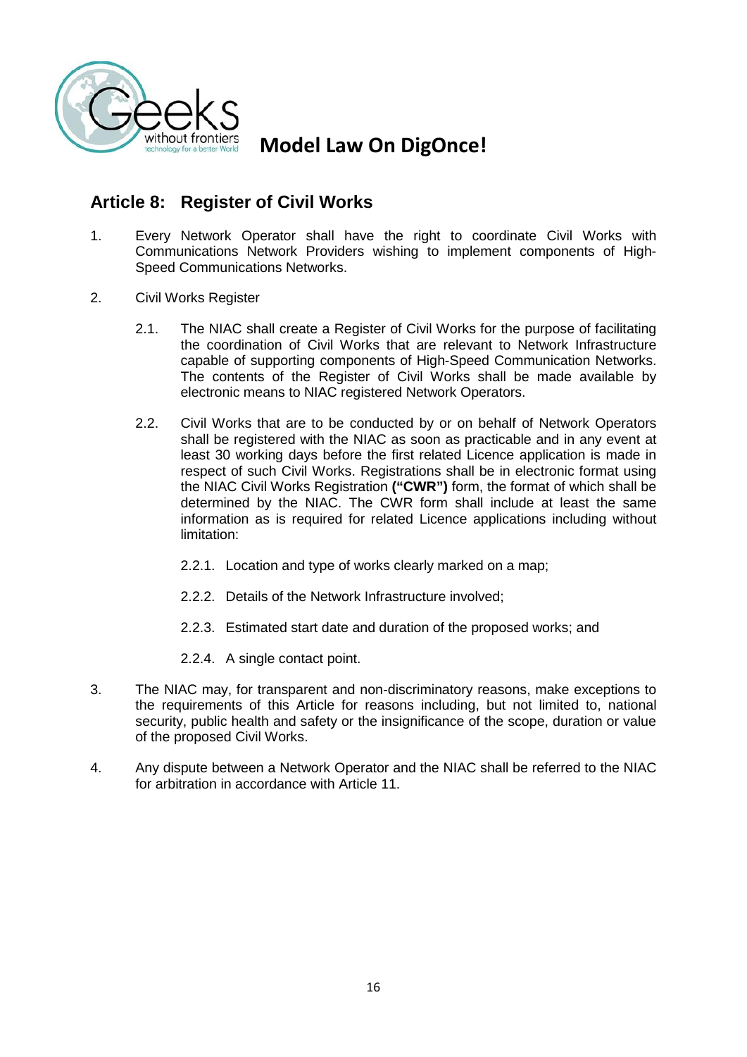## Article 8: Register of Civil Works

1. Every Network Operator shall have the right to coordinate Civil Works with Communications Network Providers wishing to implement components of High-Speed Communications Networks.

2. Civil Works Register

   2.1. The NIAC shall create a Register of Civil Works for the purpose of facilitating the coordination of Civil Works that are relevant to Network Infrastructure capable of supporting components of High-Speed Communication Networks. The contents of the Register of Civil Works shall be made available by electronic means to NIAC registered Network Operators.

   2.2. Civil Works that are to be conducted by or on behalf of Network Operators shall be registered with the NIAC as soon as practicable and in any event at least 30 working days before the first related Licence application is made in respect of such Civil Works. Registrations shall be in electronic format using the NIAC Civil Works Registration **("CWR")** form, the format of which shall be determined by the NIAC. The CWR form shall include at least the same information as is required for related Licence applications including without limitation:

      2.2.1. Location and type of works clearly marked on a map;

      2.2.2. Details of the Network Infrastructure involved;

      2.2.3. Estimated start date and duration of the proposed works; and

      2.2.4. A single contact point.

3. The NIAC may, for transparent and non-discriminatory reasons, make exceptions to the requirements of this Article for reasons including, but not limited to, national security, public health and safety or the insignificance of the scope, duration or value of the proposed Civil Works.

4. Any dispute between a Network Operator and the NIAC shall be referred to the NIAC for arbitration in accordance with Article 11.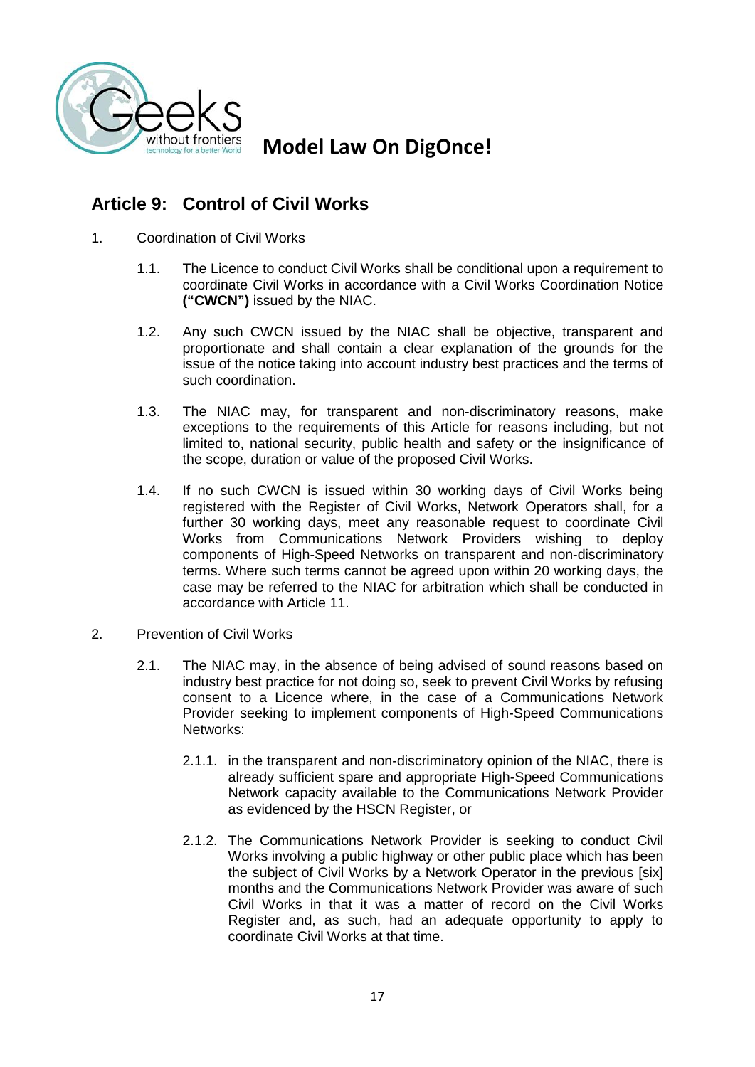## Article 9: Control of Civil Works

1. Coordination of Civil Works

   1.1. The Licence to conduct Civil Works shall be conditional upon a requirement to coordinate Civil Works in accordance with a Civil Works Coordination Notice **("CWCN")** issued by the NIAC.

   1.2. Any such CWCN issued by the NIAC shall be objective, transparent and proportionate and shall contain a clear explanation of the grounds for the issue of the notice taking into account industry best practices and the terms of such coordination.

   1.3. The NIAC may, for transparent and non-discriminatory reasons, make exceptions to the requirements of this Article for reasons including, but not limited to, national security, public health and safety or the insignificance of the scope, duration or value of the proposed Civil Works.

   1.4. If no such CWCN is issued within 30 working days of Civil Works being registered with the Register of Civil Works, Network Operators shall, for a further 30 working days, meet any reasonable request to coordinate Civil Works from Communications Network Providers wishing to deploy components of High-Speed Networks on transparent and non-discriminatory terms. Where such terms cannot be agreed upon within 20 working days, the case may be referred to the NIAC for arbitration which shall be conducted in accordance with Article 11.

2. Prevention of Civil Works

   2.1. The NIAC may, in the absence of being advised of sound reasons based on industry best practice for not doing so, seek to prevent Civil Works by refusing consent to a Licence where, in the case of a Communications Network Provider seeking to implement components of High-Speed Communications Networks:

      2.1.1. in the transparent and non-discriminatory opinion of the NIAC, there is already sufficient spare and appropriate High-Speed Communications Network capacity available to the Communications Network Provider as evidenced by the HSCN Register, or

      2.1.2. The Communications Network Provider is seeking to conduct Civil Works involving a public highway or other public place which has been the subject of Civil Works by a Network Operator in the previous [six] months and the Communications Network Provider was aware of such Civil Works in that it was a matter of record on the Civil Works Register and, as such, had an adequate opportunity to apply to coordinate Civil Works at that time.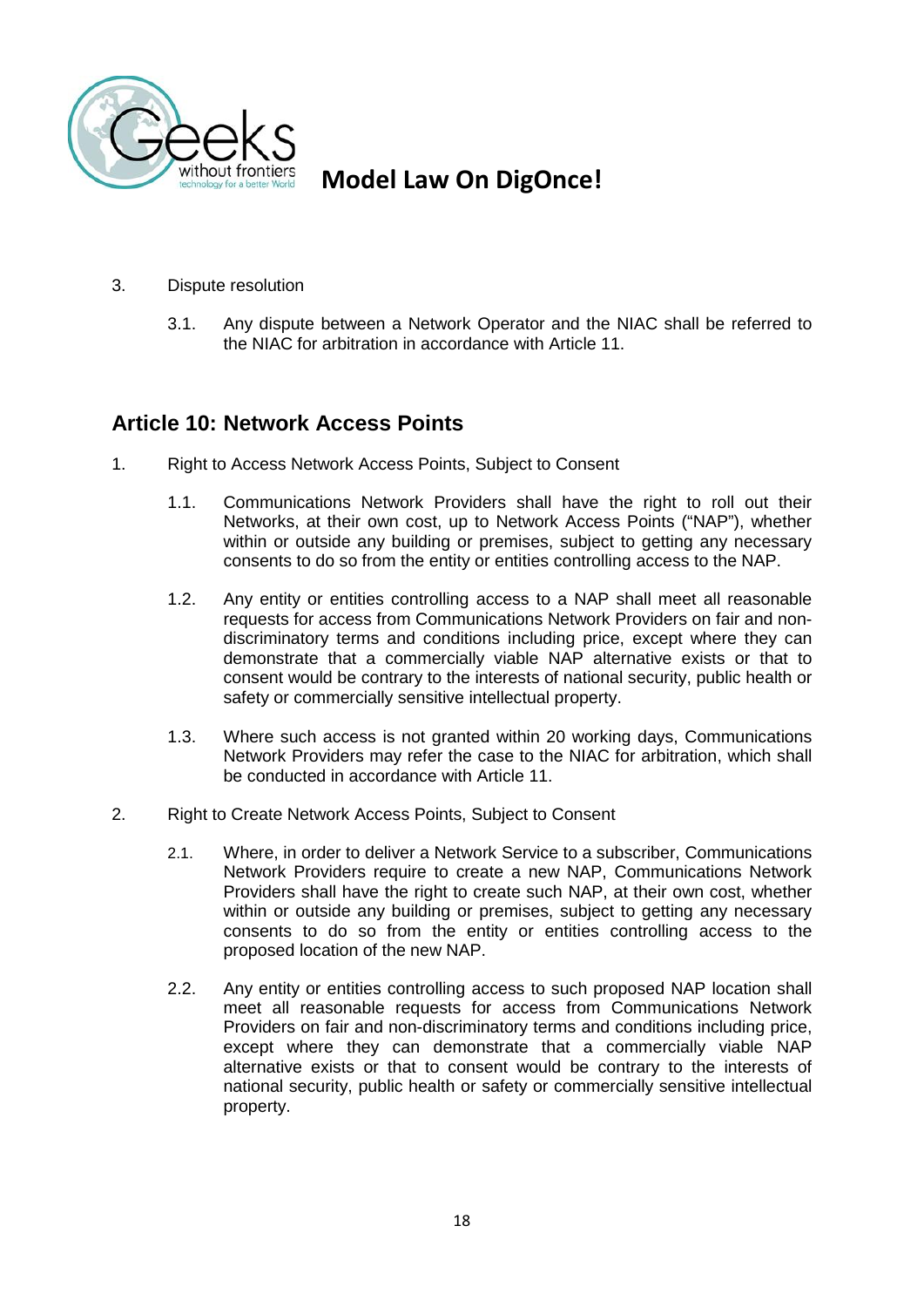3. Dispute resolution

    3.1. Any dispute between a Network Operator and the NIAC shall be referred to the NIAC for arbitration in accordance with Article 11.

## Article 10: Network Access Points

1. Right to Access Network Access Points, Subject to Consent

    1.1. Communications Network Providers shall have the right to roll out their Networks, at their own cost, up to Network Access Points ("NAP"), whether within or outside any building or premises, subject to getting any necessary consents to do so from the entity or entities controlling access to the NAP.

    1.2. Any entity or entities controlling access to a NAP shall meet all reasonable requests for access from Communications Network Providers on fair and non-discriminatory terms and conditions including price, except where they can demonstrate that a commercially viable NAP alternative exists or that to consent would be contrary to the interests of national security, public health or safety or commercially sensitive intellectual property.

    1.3. Where such access is not granted within 20 working days, Communications Network Providers may refer the case to the NIAC for arbitration, which shall be conducted in accordance with Article 11.

2. Right to Create Network Access Points, Subject to Consent

    2.1. Where, in order to deliver a Network Service to a subscriber, Communications Network Providers require to create a new NAP, Communications Network Providers shall have the right to create such NAP, at their own cost, whether within or outside any building or premises, subject to getting any necessary consents to do so from the entity or entities controlling access to the proposed location of the new NAP.

    2.2. Any entity or entities controlling access to such proposed NAP location shall meet all reasonable requests for access from Communications Network Providers on fair and non-discriminatory terms and conditions including price, except where they can demonstrate that a commercially viable NAP alternative exists or that to consent would be contrary to the interests of national security, public health or safety or commercially sensitive intellectual property.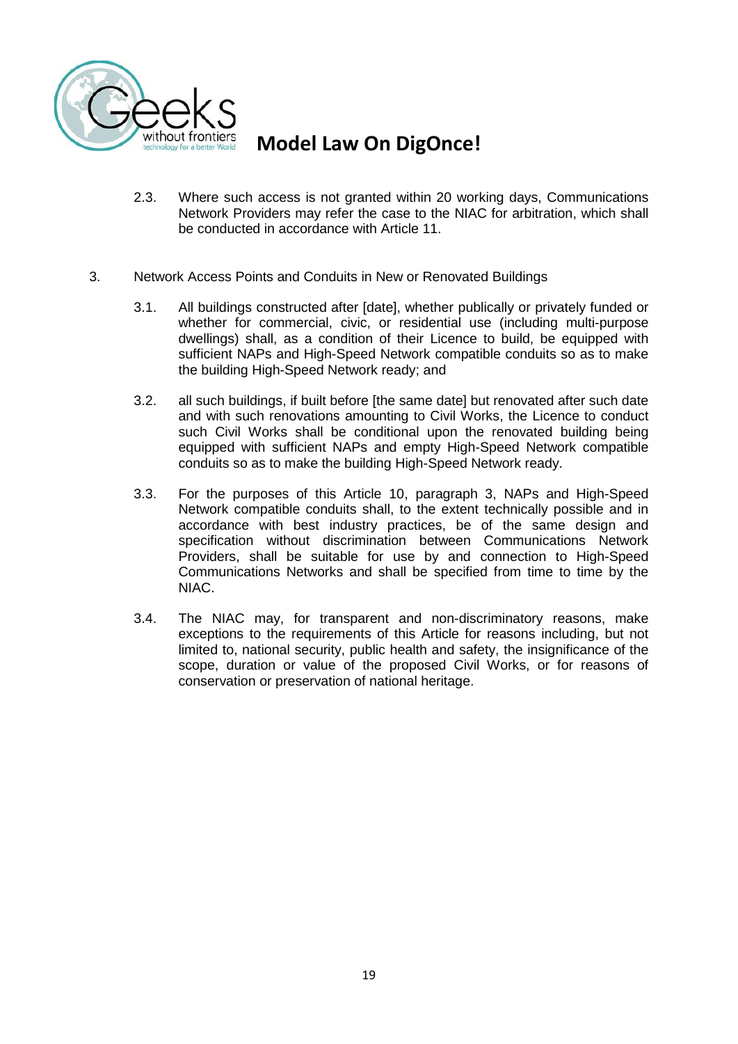2.3. Where such access is not granted within 20 working days, Communications Network Providers may refer the case to the NIAC for arbitration, which shall be conducted in accordance with Article 11.

3. Network Access Points and Conduits in New or Renovated Buildings

   3.1. All buildings constructed after [date], whether publically or privately funded or whether for commercial, civic, or residential use (including multi-purpose dwellings) shall, as a condition of their Licence to build, be equipped with sufficient NAPs and High-Speed Network compatible conduits so as to make the building High-Speed Network ready; and

   3.2. all such buildings, if built before [the same date] but renovated after such date and with such renovations amounting to Civil Works, the Licence to conduct such Civil Works shall be conditional upon the renovated building being equipped with sufficient NAPs and empty High-Speed Network compatible conduits so as to make the building High-Speed Network ready.

   3.3. For the purposes of this Article 10, paragraph 3, NAPs and High-Speed Network compatible conduits shall, to the extent technically possible and in accordance with best industry practices, be of the same design and specification without discrimination between Communications Network Providers, shall be suitable for use by and connection to High-Speed Communications Networks and shall be specified from time to time by the NIAC.

   3.4. The NIAC may, for transparent and non-discriminatory reasons, make exceptions to the requirements of this Article for reasons including, but not limited to, national security, public health and safety, the insignificance of the scope, duration or value of the proposed Civil Works, or for reasons of conservation or preservation of national heritage.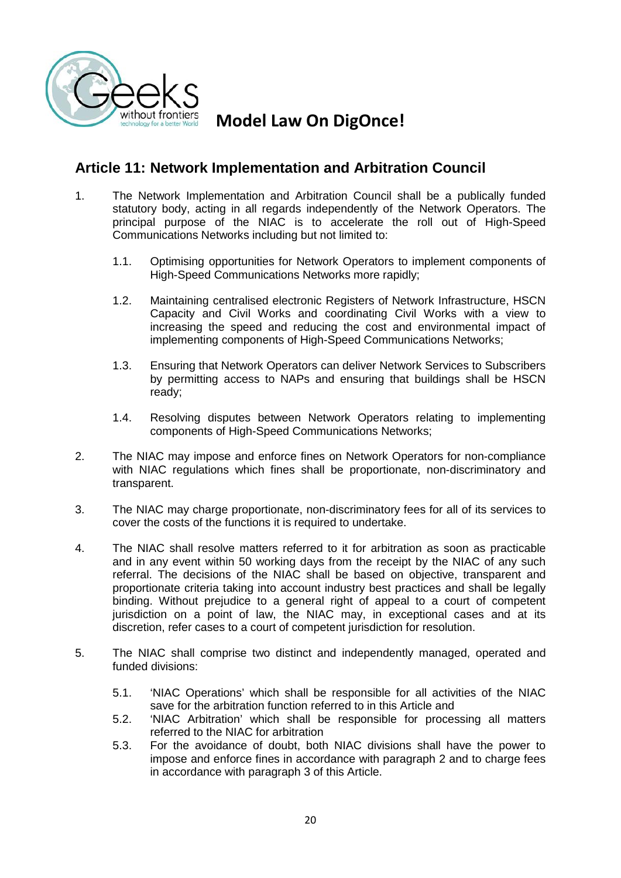## Article 11: Network Implementation and Arbitration Council

1. The Network Implementation and Arbitration Council shall be a publically funded statutory body, acting in all regards independently of the Network Operators. The principal purpose of the NIAC is to accelerate the roll out of High-Speed Communications Networks including but not limited to:

   1.1. Optimising opportunities for Network Operators to implement components of High-Speed Communications Networks more rapidly;

   1.2. Maintaining centralised electronic Registers of Network Infrastructure, HSCN Capacity and Civil Works and coordinating Civil Works with a view to increasing the speed and reducing the cost and environmental impact of implementing components of High-Speed Communications Networks;

   1.3. Ensuring that Network Operators can deliver Network Services to Subscribers by permitting access to NAPs and ensuring that buildings shall be HSCN ready;

   1.4. Resolving disputes between Network Operators relating to implementing components of High-Speed Communications Networks;

2. The NIAC may impose and enforce fines on Network Operators for non-compliance with NIAC regulations which fines shall be proportionate, non-discriminatory and transparent.

3. The NIAC may charge proportionate, non-discriminatory fees for all of its services to cover the costs of the functions it is required to undertake.

4. The NIAC shall resolve matters referred to it for arbitration as soon as practicable and in any event within 50 working days from the receipt by the NIAC of any such referral. The decisions of the NIAC shall be based on objective, transparent and proportionate criteria taking into account industry best practices and shall be legally binding. Without prejudice to a general right of appeal to a court of competent jurisdiction on a point of law, the NIAC may, in exceptional cases and at its discretion, refer cases to a court of competent jurisdiction for resolution.

5. The NIAC shall comprise two distinct and independently managed, operated and funded divisions:

   5.1. 'NIAC Operations' which shall be responsible for all activities of the NIAC save for the arbitration function referred to in this Article and

   5.2. 'NIAC Arbitration' which shall be responsible for processing all matters referred to the NIAC for arbitration

   5.3. For the avoidance of doubt, both NIAC divisions shall have the power to impose and enforce fines in accordance with paragraph 2 and to charge fees in accordance with paragraph 3 of this Article.